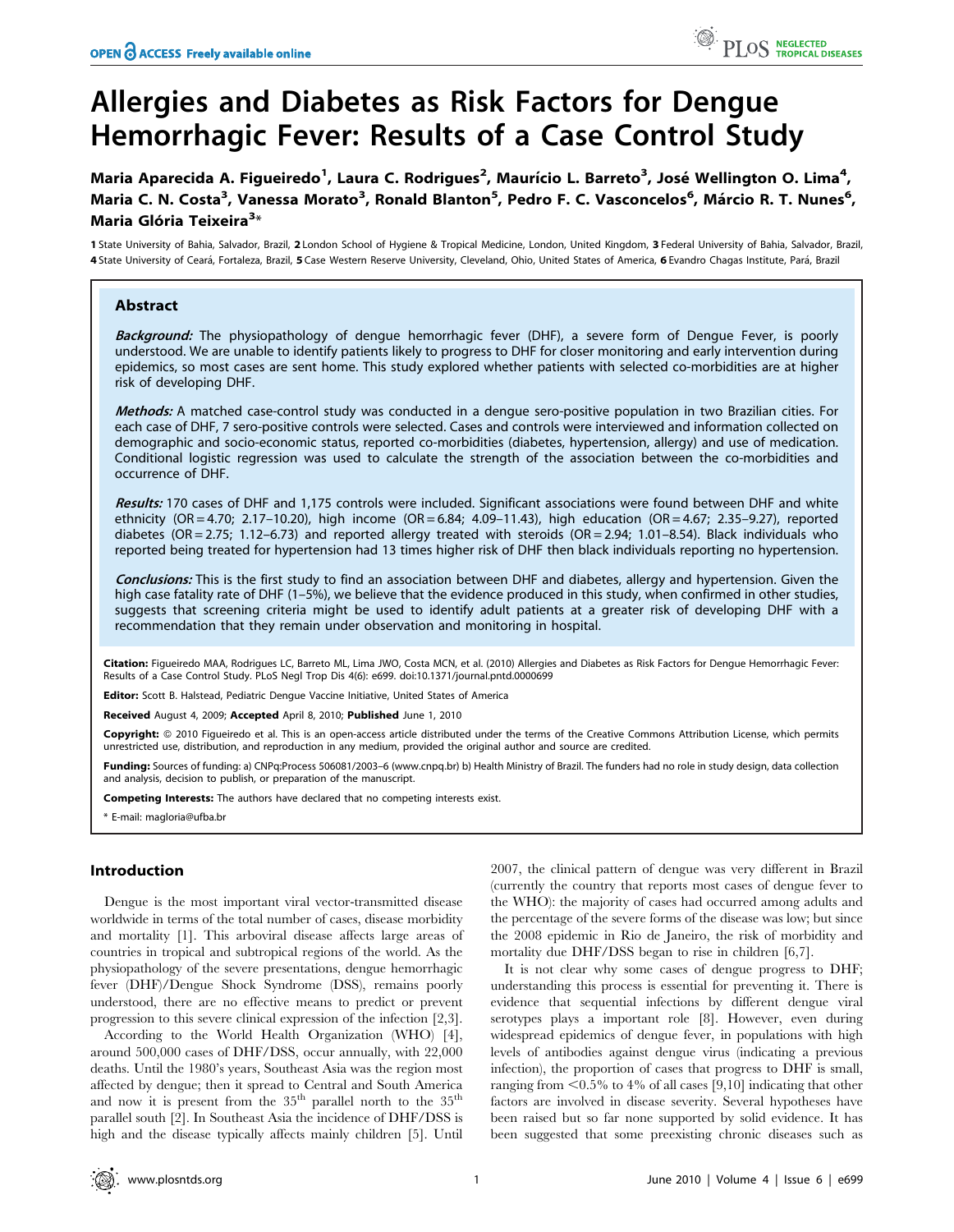# Allergies and Diabetes as Risk Factors for Dengue Hemorrhagic Fever: Results of a Case Control Study

**Maria Aparecida A. Figueiredo[1], Laura C. Rodrigues[2], Maurício L. Barreto[3], José Wellington O. Lima[4], Maria C. N. Costa[3], Vanessa Morato[3], Ronald Blanton[5], Pedro F. C. Vasconcelos[6], Márcio R. T. Nunes[6], Maria Glória Teixeira[3]***

**1** State University of Bahia, Salvador, Brazil, **2** London School of Hygiene & Tropical Medicine, London, United Kingdom, **3** Federal University of Bahia, Salvador, Brazil, **4** State University of Ceará, Fortaleza, Brazil, **5** Case Western Reserve University, Cleveland, Ohio, United States of America, **6** Evandro Chagas Institute, Pará, Brazil

## Abstract

***Background:*** The physiopathology of dengue hemorrhagic fever (DHF), a severe form of Dengue Fever, is poorly understood. We are unable to identify patients likely to progress to DHF for closer monitoring and early intervention during epidemics, so most cases are sent home. This study explored whether patients with selected co-morbidities are at higher risk of developing DHF.

***Methods:*** A matched case-control study was conducted in a dengue sero-positive population in two Brazilian cities. For each case of DHF, 7 sero-positive controls were selected. Cases and controls were interviewed and information collected on demographic and socio-economic status, reported co-morbidities (diabetes, hypertension, allergy) and use of medication. Conditional logistic regression was used to calculate the strength of the association between the co-morbidities and occurrence of DHF.

***Results:*** 170 cases of DHF and 1,175 controls were included. Significant associations were found between DHF and white ethnicity (OR = 4.70; 2.17–10.20), high income (OR = 6.84; 4.09–11.43), high education (OR = 4.67; 2.35–9.27), reported diabetes (OR = 2.75; 1.12–6.73) and reported allergy treated with steroids (OR = 2.94; 1.01–8.54). Black individuals who reported being treated for hypertension had 13 times higher risk of DHF then black individuals reporting no hypertension.

***Conclusions:*** This is the first study to find an association between DHF and diabetes, allergy and hypertension. Given the high case fatality rate of DHF (1–5%), we believe that the evidence produced in this study, when confirmed in other studies, suggests that screening criteria might be used to identify adult patients at a greater risk of developing DHF with a recommendation that they remain under observation and monitoring in hospital.

**Citation:** Figueiredo MAA, Rodrigues LC, Barreto ML, Lima JWO, Costa MCN, et al. (2010) Allergies and Diabetes as Risk Factors for Dengue Hemorrhagic Fever: Results of a Case Control Study. PLoS Negl Trop Dis 4(6): e699. doi:10.1371/journal.pntd.0000699

**Editor:** Scott B. Halstead, Pediatric Dengue Vaccine Initiative, United States of America

**Received** August 4, 2009; **Accepted** April 8, 2010; **Published** June 1, 2010

**Copyright:** © 2010 Figueiredo et al. This is an open-access article distributed under the terms of the Creative Commons Attribution License, which permits unrestricted use, distribution, and reproduction in any medium, provided the original author and source are credited.

**Funding:** Sources of funding: a) CNPq:Process 506081/2003–6 (www.cnpq.br) b) Health Ministry of Brazil. The funders had no role in study design, data collection and analysis, decision to publish, or preparation of the manuscript.

**Competing Interests:** The authors have declared that no competing interests exist.

\* E-mail: magloria@ufba.br

## Introduction

Dengue is the most important viral vector-transmitted disease worldwide in terms of the total number of cases, disease morbidity and mortality [1]. This arboviral disease affects large areas of countries in tropical and subtropical regions of the world. As the physiopathology of the severe presentations, dengue hemorrhagic fever (DHF)/Dengue Shock Syndrome (DSS), remains poorly understood, there are no effective means to predict or prevent progression to this severe clinical expression of the infection [2,3].

According to the World Health Organization (WHO) [4], around 500,000 cases of DHF/DSS, occur annually, with 22,000 deaths. Until the 1980's years, Southeast Asia was the region most affected by dengue; then it spread to Central and South America and now it is present from the 35[th] parallel north to the 35[th] parallel south [2]. In Southeast Asia the incidence of DHF/DSS is high and the disease typically affects mainly children [5]. Until 2007, the clinical pattern of dengue was very different in Brazil (currently the country that reports most cases of dengue fever to the WHO): the majority of cases had occurred among adults and the percentage of the severe forms of the disease was low; but since the 2008 epidemic in Rio de Janeiro, the risk of morbidity and mortality due DHF/DSS began to rise in children [6,7].

It is not clear why some cases of dengue progress to DHF; understanding this process is essential for preventing it. There is evidence that sequential infections by different dengue viral serotypes plays a important role [8]. However, even during widespread epidemics of dengue fever, in populations with high levels of antibodies against dengue virus (indicating a previous infection), the proportion of cases that progress to DHF is small, ranging from <0.5% to 4% of all cases [9,10] indicating that other factors are involved in disease severity. Several hypotheses have been raised but so far none supported by solid evidence. It has been suggested that some preexisting chronic diseases such as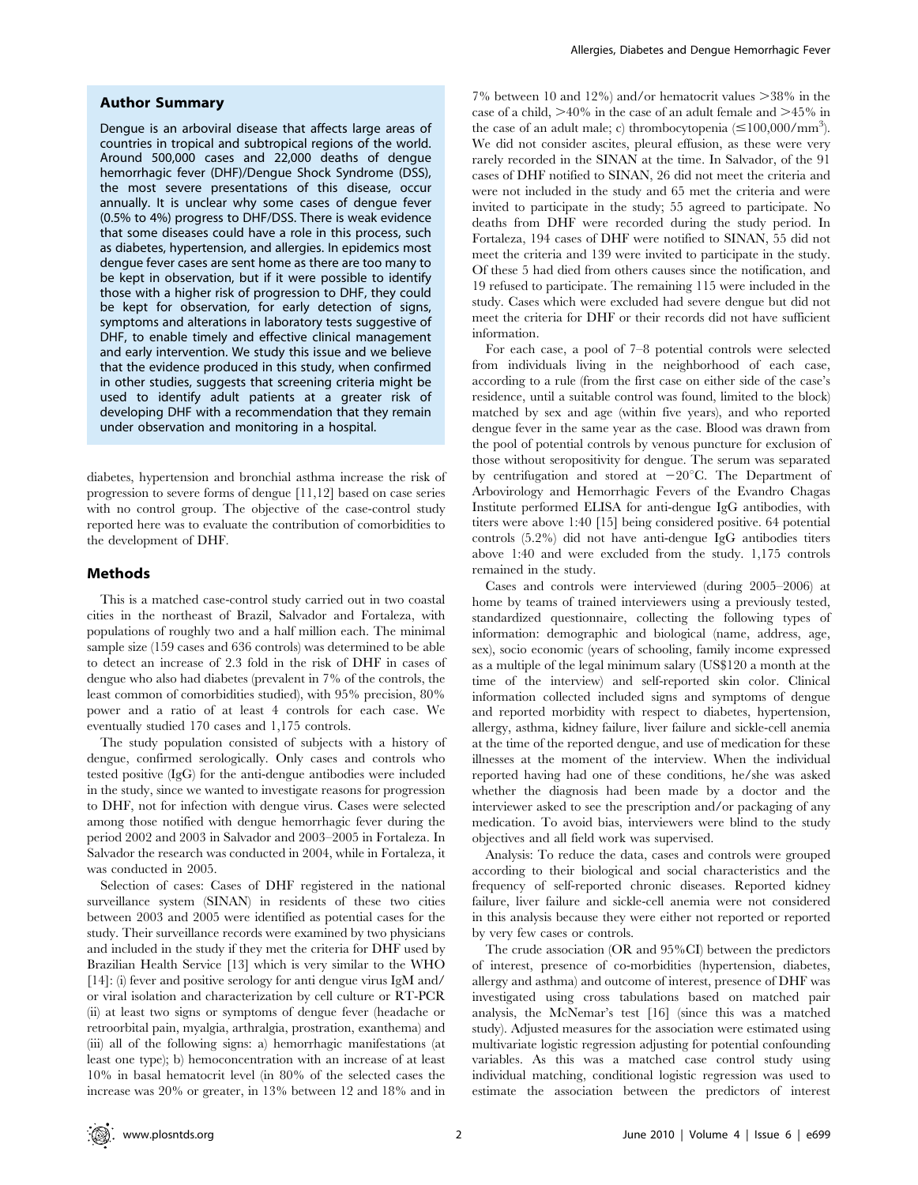## Author Summary

Dengue is an arboviral disease that affects large areas of countries in tropical and subtropical regions of the world. Around 500,000 cases and 22,000 deaths of dengue hemorrhagic fever (DHF)/Dengue Shock Syndrome (DSS), the most severe presentations of this disease, occur annually. It is unclear why some cases of dengue fever (0.5% to 4%) progress to DHF/DSS. There is weak evidence that some diseases could have a role in this process, such as diabetes, hypertension, and allergies. In epidemics most dengue fever cases are sent home as there are too many to be kept in observation, but if it were possible to identify those with a higher risk of progression to DHF, they could be kept for observation, for early detection of signs, symptoms and alterations in laboratory tests suggestive of DHF, to enable timely and effective clinical management and early intervention. We study this issue and we believe that the evidence produced in this study, when confirmed in other studies, suggests that screening criteria might be used to identify adult patients at a greater risk of developing DHF with a recommendation that they remain under observation and monitoring in a hospital.

diabetes, hypertension and bronchial asthma increase the risk of progression to severe forms of dengue [11,12] based on case series with no control group. The objective of the case-control study reported here was to evaluate the contribution of comorbidities to the development of DHF.

## Methods

This is a matched case-control study carried out in two coastal cities in the northeast of Brazil, Salvador and Fortaleza, with populations of roughly two and a half million each. The minimal sample size (159 cases and 636 controls) was determined to be able to detect an increase of 2.3 fold in the risk of DHF in cases of dengue who also had diabetes (prevalent in 7% of the controls, the least common of comorbidities studied), with 95% precision, 80% power and a ratio of at least 4 controls for each case. We eventually studied 170 cases and 1,175 controls.

The study population consisted of subjects with a history of dengue, confirmed serologically. Only cases and controls who tested positive (IgG) for the anti-dengue antibodies were included in the study, since we wanted to investigate reasons for progression to DHF, not for infection with dengue virus. Cases were selected among those notified with dengue hemorrhagic fever during the period 2002 and 2003 in Salvador and 2003–2005 in Fortaleza. In Salvador the research was conducted in 2004, while in Fortaleza, it was conducted in 2005.

Selection of cases: Cases of DHF registered in the national surveillance system (SINAN) in residents of these two cities between 2003 and 2005 were identified as potential cases for the study. Their surveillance records were examined by two physicians and included in the study if they met the criteria for DHF used by Brazilian Health Service [13] which is very similar to the WHO [14]: (i) fever and positive serology for anti dengue virus IgM and/or viral isolation and characterization by cell culture or RT-PCR (ii) at least two signs or symptoms of dengue fever (headache or retroorbital pain, myalgia, arthralgia, prostration, exanthema) and (iii) all of the following signs: a) hemorrhagic manifestations (at least one type); b) hemoconcentration with an increase of at least 10% in basal hematocrit level (in 80% of the selected cases the increase was 20% or greater, in 13% between 12 and 18% and in 7% between 10 and 12%) and/or hematocrit values >38% in the case of a child, >40% in the case of an adult female and >45% in the case of an adult male; c) thrombocytopenia ($\leq$100,000/mm$^3$). We did not consider ascites, pleural effusion, as these were very rarely recorded in the SINAN at the time. In Salvador, of the 91 cases of DHF notified to SINAN, 26 did not meet the criteria and were not included in the study and 65 met the criteria and were invited to participate in the study; 55 agreed to participate. No deaths from DHF were recorded during the study period. In Fortaleza, 194 cases of DHF were notified to SINAN, 55 did not meet the criteria and 139 were invited to participate in the study. Of these 5 had died from others causes since the notification, and 19 refused to participate. The remaining 115 were included in the study. Cases which were excluded had severe dengue but did not meet the criteria for DHF or their records did not have sufficient information.

For each case, a pool of 7–8 potential controls were selected from individuals living in the neighborhood of each case, according to a rule (from the first case on either side of the case's residence, until a suitable control was found, limited to the block) matched by sex and age (within five years), and who reported dengue fever in the same year as the case. Blood was drawn from the pool of potential controls by venous puncture for exclusion of those without seropositivity for dengue. The serum was separated by centrifugation and stored at −20°C. The Department of Arbovirology and Hemorrhagic Fevers of the Evandro Chagas Institute performed ELISA for anti-dengue IgG antibodies, with titers were above 1:40 [15] being considered positive. 64 potential controls (5.2%) did not have anti-dengue IgG antibodies titers above 1:40 and were excluded from the study. 1,175 controls remained in the study.

Cases and controls were interviewed (during 2005–2006) at home by teams of trained interviewers using a previously tested, standardized questionnaire, collecting the following types of information: demographic and biological (name, address, age, sex), socio economic (years of schooling, family income expressed as a multiple of the legal minimum salary (US$120 a month at the time of the interview) and self-reported skin color. Clinical information collected included signs and symptoms of dengue and reported morbidity with respect to diabetes, hypertension, allergy, asthma, kidney failure, liver failure and sickle-cell anemia at the time of the reported dengue, and use of medication for these illnesses at the moment of the interview. When the individual reported having had one of these conditions, he/she was asked whether the diagnosis had been made by a doctor and the interviewer asked to see the prescription and/or packaging of any medication. To avoid bias, interviewers were blind to the study objectives and all field work was supervised.

Analysis: To reduce the data, cases and controls were grouped according to their biological and social characteristics and the frequency of self-reported chronic diseases. Reported kidney failure, liver failure and sickle-cell anemia were not considered in this analysis because they were either not reported or reported by very few cases or controls.

The crude association (OR and 95%CI) between the predictors of interest, presence of co-morbidities (hypertension, diabetes, allergy and asthma) and outcome of interest, presence of DHF was investigated using cross tabulations based on matched pair analysis, the McNemar's test [16] (since this was a matched study). Adjusted measures for the association were estimated using multivariate logistic regression adjusting for potential confounding variables. As this was a matched case control study using individual matching, conditional logistic regression was used to estimate the association between the predictors of interest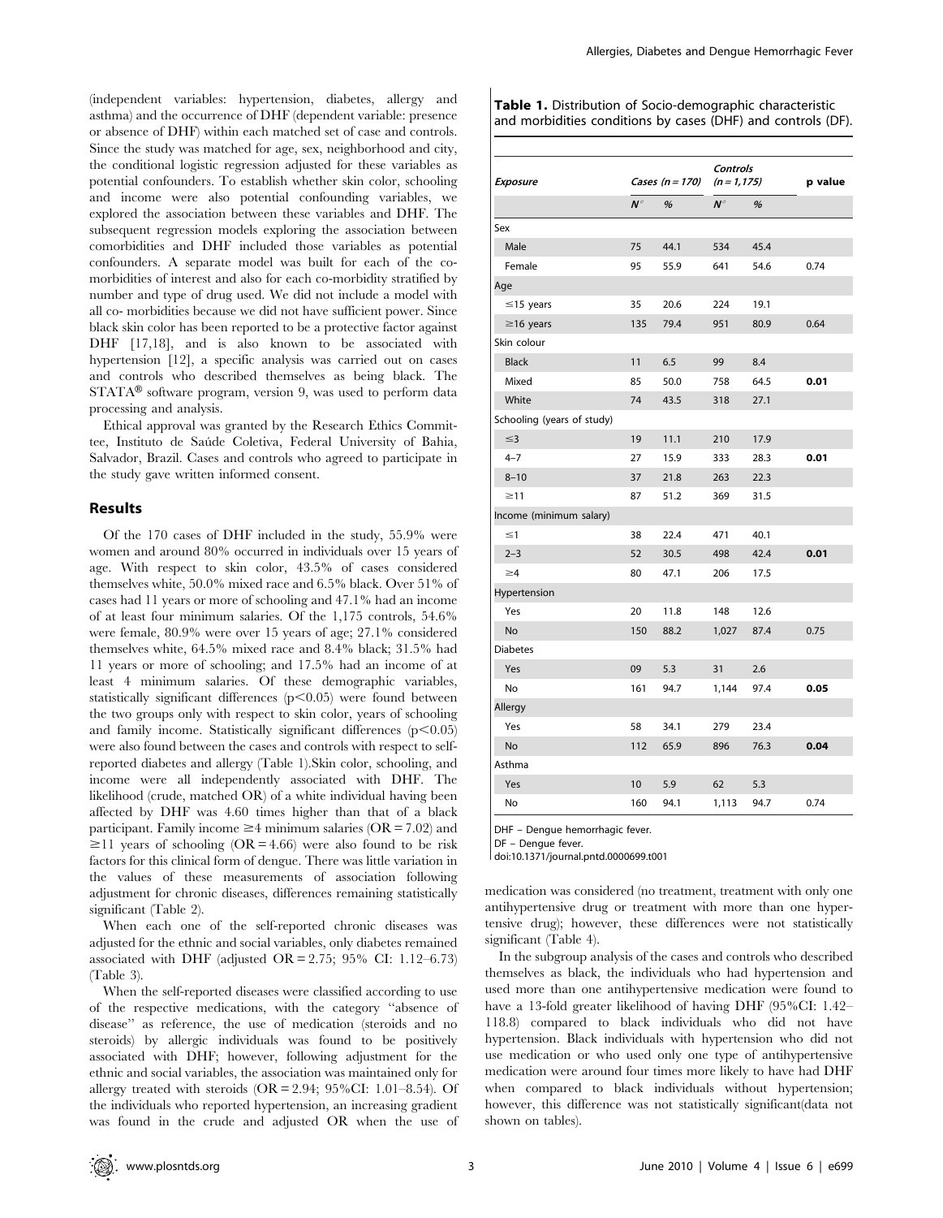(independent variables: hypertension, diabetes, allergy and asthma) and the occurrence of DHF (dependent variable: presence or absence of DHF) within each matched set of case and controls. Since the study was matched for age, sex, neighborhood and city, the conditional logistic regression adjusted for these variables as potential confounders. To establish whether skin color, schooling and income were also potential confounding variables, we explored the association between these variables and DHF. The subsequent regression models exploring the association between comorbidities and DHF included those variables as potential confounders. A separate model was built for each of the co-morbidities of interest and also for each co-morbidity stratified by number and type of drug used. We did not include a model with all co- morbidities because we did not have sufficient power. Since black skin color has been reported to be a protective factor against DHF [17,18], and is also known to be associated with hypertension [12], a specific analysis was carried out on cases and controls who described themselves as being black. The STATA® software program, version 9, was used to perform data processing and analysis.

Ethical approval was granted by the Research Ethics Committee, Instituto de Saúde Coletiva, Federal University of Bahia, Salvador, Brazil. Cases and controls who agreed to participate in the study gave written informed consent.

## Results

Of the 170 cases of DHF included in the study, 55.9% were women and around 80% occurred in individuals over 15 years of age. With respect to skin color, 43.5% of cases considered themselves white, 50.0% mixed race and 6.5% black. Over 51% of cases had 11 years or more of schooling and 47.1% had an income of at least four minimum salaries. Of the 1,175 controls, 54.6% were female, 80.9% were over 15 years of age; 27.1% considered themselves white, 64.5% mixed race and 8.4% black; 31.5% had 11 years or more of schooling; and 17.5% had an income of at least 4 minimum salaries. Of these demographic variables, statistically significant differences ($p<0.05$) were found between the two groups only with respect to skin color, years of schooling and family income. Statistically significant differences ($p<0.05$) were also found between the cases and controls with respect to self-reported diabetes and allergy (Table 1).Skin color, schooling, and income were all independently associated with DHF. The likelihood (crude, matched OR) of a white individual having been affected by DHF was 4.60 times higher than that of a black participant. Family income ≥4 minimum salaries (OR = 7.02) and ≥11 years of schooling (OR = 4.66) were also found to be risk factors for this clinical form of dengue. There was little variation in the values of these measurements of association following adjustment for chronic diseases, differences remaining statistically significant (Table 2).

When each one of the self-reported chronic diseases was adjusted for the ethnic and social variables, only diabetes remained associated with DHF (adjusted OR = 2.75; 95% CI: 1.12–6.73) (Table 3).

When the self-reported diseases were classified according to use of the respective medications, with the category "absence of disease" as reference, the use of medication (steroids and no steroids) by allergic individuals was found to be positively associated with DHF; however, following adjustment for the ethnic and social variables, the association was maintained only for allergy treated with steroids (OR = 2.94; 95%CI: 1.01–8.54). Of the individuals who reported hypertension, an increasing gradient was found in the crude and adjusted OR when the use of medication was considered (no treatment, treatment with only one antihypertensive drug or treatment with more than one hypertensive drug); however, these differences were not statistically significant (Table 4).

In the subgroup analysis of the cases and controls who described themselves as black, the individuals who had hypertension and used more than one antihypertensive medication were found to have a 13-fold greater likelihood of having DHF (95%CI: 1.42–118.8) compared to black individuals who did not have hypertension. Black individuals with hypertension who did not use medication or who used only one type of antihypertensive medication were around four times more likely to have had DHF when compared to black individuals without hypertension; however, this difference was not statistically significant(data not shown on tables).

**Table 1.** Distribution of Socio-demographic characteristic and morbidities conditions by cases (DHF) and controls (DF).

| *Exposure* | *Cases (n = 170)* | | *Controls (n = 1,175)* | | p value |
|---|---|---|---|---|---|
| | ***N°*** | ***%*** | ***N°*** | ***%*** | |
| Sex | | | | | |
| Male | 75 | 44.1 | 534 | 45.4 | |
| Female | 95 | 55.9 | 641 | 54.6 | 0.74 |
| Age | | | | | |
| ≤15 years | 35 | 20.6 | 224 | 19.1 | |
| ≥16 years | 135 | 79.4 | 951 | 80.9 | 0.64 |
| Skin colour | | | | | |
| Black | 11 | 6.5 | 99 | 8.4 | |
| Mixed | 85 | 50.0 | 758 | 64.5 | **0.01** |
| White | 74 | 43.5 | 318 | 27.1 | |
| Schooling (years of study) | | | | | |
| ≤3 | 19 | 11.1 | 210 | 17.9 | |
| 4–7 | 27 | 15.9 | 333 | 28.3 | **0.01** |
| 8–10 | 37 | 21.8 | 263 | 22.3 | |
| ≥11 | 87 | 51.2 | 369 | 31.5 | |
| Income (minimum salary) | | | | | |
| ≤1 | 38 | 22.4 | 471 | 40.1 | |
| 2–3 | 52 | 30.5 | 498 | 42.4 | **0.01** |
| ≥4 | 80 | 47.1 | 206 | 17.5 | |
| Hypertension | | | | | |
| Yes | 20 | 11.8 | 148 | 12.6 | |
| No | 150 | 88.2 | 1,027 | 87.4 | 0.75 |
| Diabetes | | | | | |
| Yes | 09 | 5.3 | 31 | 2.6 | |
| No | 161 | 94.7 | 1,144 | 97.4 | **0.05** |
| Allergy | | | | | |
| Yes | 58 | 34.1 | 279 | 23.4 | |
| No | 112 | 65.9 | 896 | 76.3 | **0.04** |
| Asthma | | | | | |
| Yes | 10 | 5.9 | 62 | 5.3 | |
| No | 160 | 94.1 | 1,113 | 94.7 | 0.74 |

DHF – Dengue hemorrhagic fever.
DF – Dengue fever.
doi:10.1371/journal.pntd.0000699.t001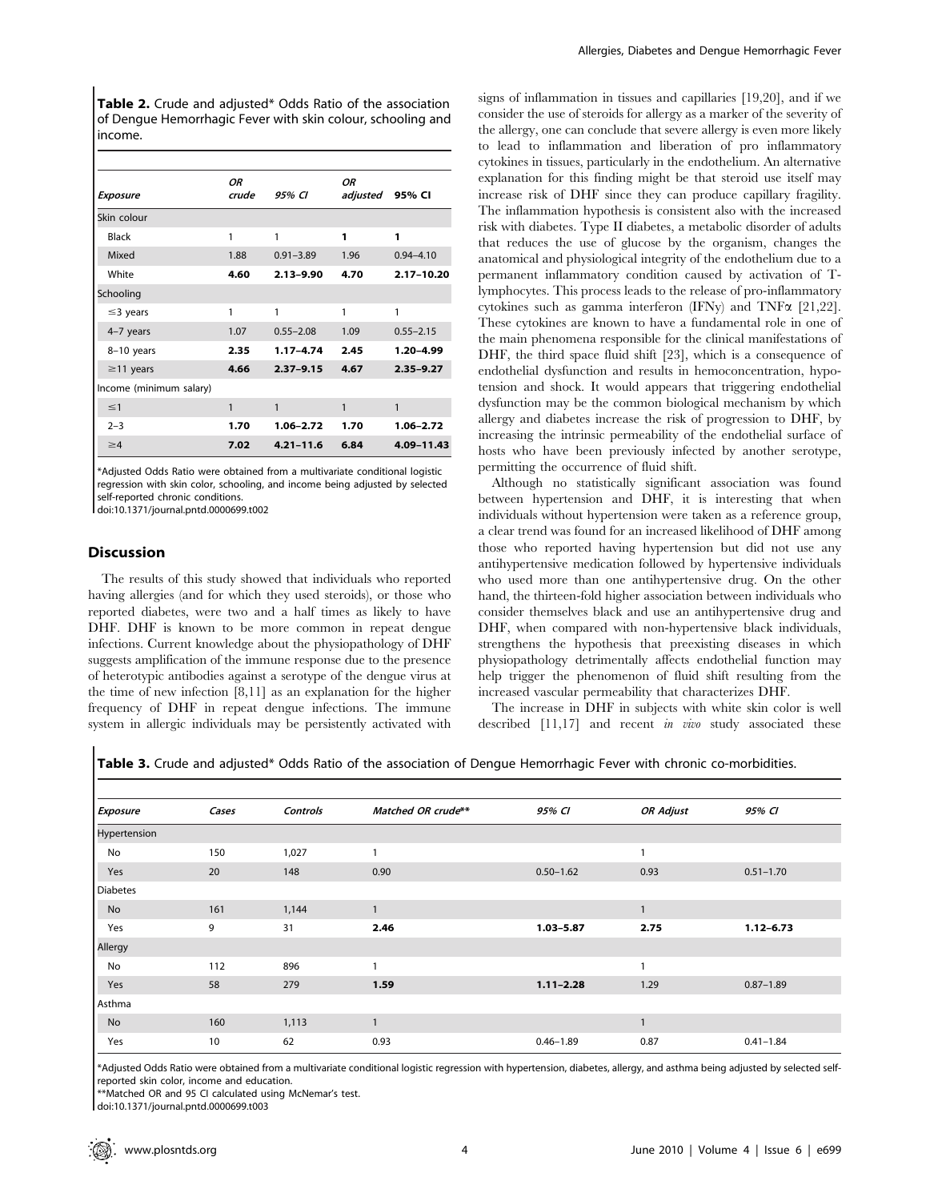**Table 2.** Crude and adjusted* Odds Ratio of the association of Dengue Hemorrhagic Fever with skin colour, schooling and income.

| Exposure | OR crude | 95% CI | OR adjusted | 95% CI |
|---|---|---|---|---|
| Skin colour | | | | |
| Black | 1 | 1 | **1** | **1** |
| Mixed | 1.88 | 0.91–3.89 | 1.96 | 0.94–4.10 |
| White | **4.60** | **2.13–9.90** | **4.70** | **2.17–10.20** |
| Schooling | | | | |
| ≤3 years | 1 | 1 | 1 | 1 |
| 4–7 years | 1.07 | 0.55–2.08 | 1.09 | 0.55–2.15 |
| 8–10 years | **2.35** | **1.17–4.74** | **2.45** | **1.20–4.99** |
| ≥11 years | **4.66** | **2.37–9.15** | **4.67** | **2.35–9.27** |
| Income (minimum salary) | | | | |
| ≤1 | 1 | 1 | 1 | 1 |
| 2–3 | **1.70** | **1.06–2.72** | **1.70** | **1.06–2.72** |
| ≥4 | **7.02** | **4.21–11.6** | **6.84** | **4.09–11.43** |

*Adjusted Odds Ratio were obtained from a multivariate conditional logistic regression with skin color, schooling, and income being adjusted by selected self-reported chronic conditions.
doi:10.1371/journal.pntd.0000699.t002

## Discussion

The results of this study showed that individuals who reported having allergies (and for which they used steroids), or those who reported diabetes, were two and a half times as likely to have DHF. DHF is known to be more common in repeat dengue infections. Current knowledge about the physiopathology of DHF suggests amplification of the immune response due to the presence of heterotypic antibodies against a serotype of the dengue virus at the time of new infection [8,11] as an explanation for the higher frequency of DHF in repeat dengue infections. The immune system in allergic individuals may be persistently activated with signs of inflammation in tissues and capillaries [19,20], and if we consider the use of steroids for allergy as a marker of the severity of the allergy, one can conclude that severe allergy is even more likely to lead to inflammation and liberation of pro inflammatory cytokines in tissues, particularly in the endothelium. An alternative explanation for this finding might be that steroid use itself may increase risk of DHF since they can produce capillary fragility. The inflammation hypothesis is consistent also with the increased risk with diabetes. Type II diabetes, a metabolic disorder of adults that reduces the use of glucose by the organism, changes the anatomical and physiological integrity of the endothelium due to a permanent inflammatory condition caused by activation of T-lymphocytes. This process leads to the release of pro-inflammatory cytokines such as gamma interferon (IFNγ) and TNFα [21,22]. These cytokines are known to have a fundamental role in one of the main phenomena responsible for the clinical manifestations of DHF, the third space fluid shift [23], which is a consequence of endothelial dysfunction and results in hemoconcentration, hypotension and shock. It would appears that triggering endothelial dysfunction may be the common biological mechanism by which allergy and diabetes increase the risk of progression to DHF, by increasing the intrinsic permeability of the endothelial surface of hosts who have been previously infected by another serotype, permitting the occurrence of fluid shift.

Although no statistically significant association was found between hypertension and DHF, it is interesting that when individuals without hypertension were taken as a reference group, a clear trend was found for an increased likelihood of DHF among those who reported having hypertension but did not use any antihypertensive medication followed by hypertensive individuals who used more than one antihypertensive drug. On the other hand, the thirteen-fold higher association between individuals who consider themselves black and use an antihypertensive drug and DHF, when compared with non-hypertensive black individuals, strengthens the hypothesis that preexisting diseases in which physiopathology detrimentally affects endothelial function may help trigger the phenomenon of fluid shift resulting from the increased vascular permeability that characterizes DHF.

The increase in DHF in subjects with white skin color is well described [11,17] and recent *in vivo* study associated these

**Table 3.** Crude and adjusted* Odds Ratio of the association of Dengue Hemorrhagic Fever with chronic co-morbidities.

| Exposure | Cases | Controls | Matched OR crude** | 95% CI | OR Adjust | 95% CI |
|---|---|---|---|---|---|---|
| Hypertension | | | | | | |
| No | 150 | 1,027 | 1 | | 1 | |
| Yes | 20 | 148 | 0.90 | 0.50–1.62 | 0.93 | 0.51–1.70 |
| Diabetes | | | | | | |
| No | 161 | 1,144 | 1 | | 1 | |
| Yes | 9 | 31 | **2.46** | **1.03–5.87** | **2.75** | **1.12–6.73** |
| Allergy | | | | | | |
| No | 112 | 896 | 1 | | 1 | |
| Yes | 58 | 279 | **1.59** | **1.11–2.28** | 1.29 | 0.87–1.89 |
| Asthma | | | | | | |
| No | 160 | 1,113 | 1 | | 1 | |
| Yes | 10 | 62 | 0.93 | 0.46–1.89 | 0.87 | 0.41–1.84 |

*Adjusted Odds Ratio were obtained from a multivariate conditional logistic regression with hypertension, diabetes, allergy, and asthma being adjusted by selected self-reported skin color, income and education.
**Matched OR and 95 CI calculated using McNemar's test.
doi:10.1371/journal.pntd.0000699.t003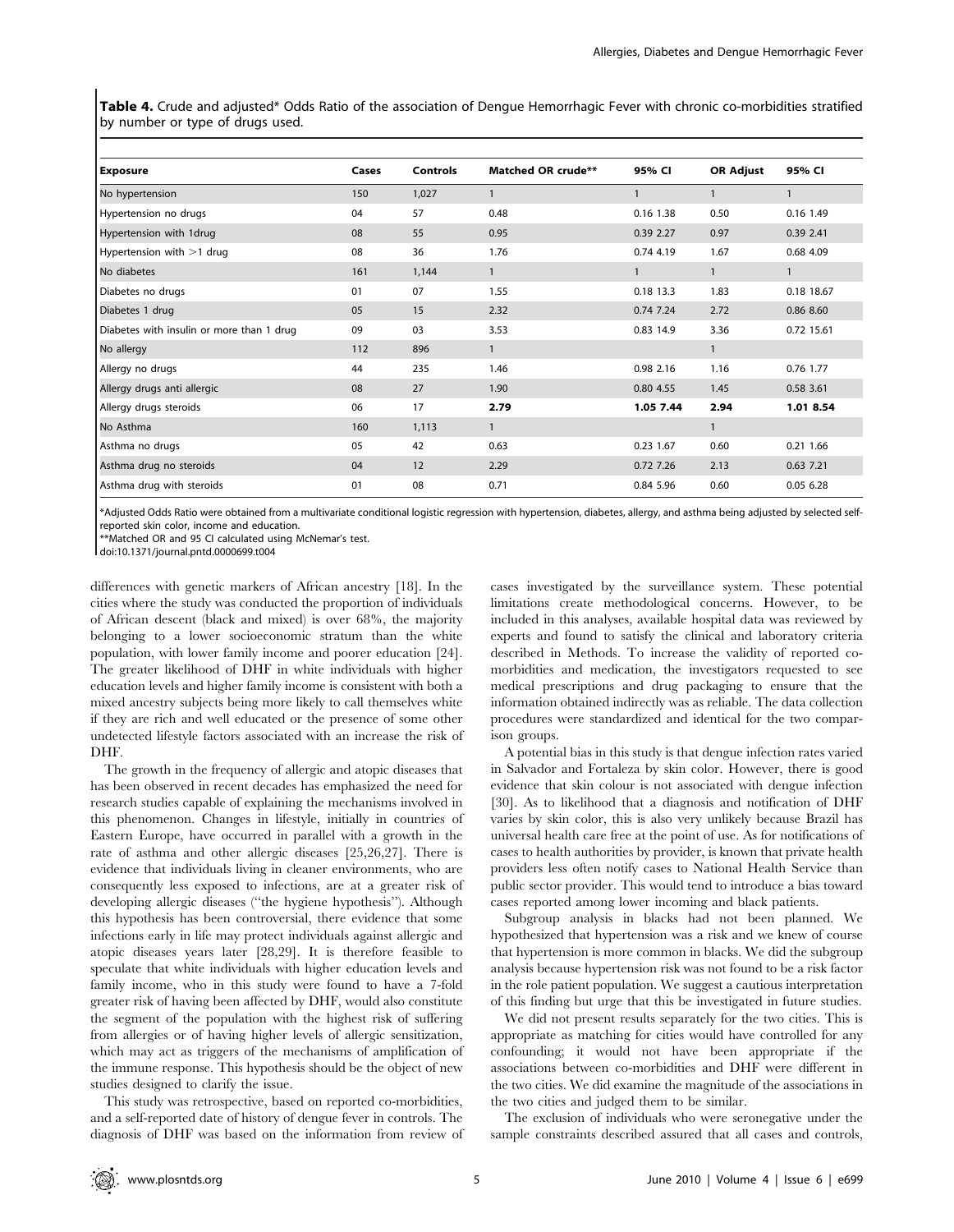**Table 4.** Crude and adjusted* Odds Ratio of the association of Dengue Hemorrhagic Fever with chronic co-morbidities stratified by number or type of drugs used.

| Exposure | Cases | Controls | Matched OR crude** | 95% CI | OR Adjust | 95% CI |
|---|---|---|---|---|---|---|
| No hypertension | 150 | 1,027 | 1 | 1 | 1 | 1 |
| Hypertension no drugs | 04 | 57 | 0.48 | 0.16 1.38 | 0.50 | 0.16 1.49 |
| Hypertension with 1drug | 08 | 55 | 0.95 | 0.39 2.27 | 0.97 | 0.39 2.41 |
| Hypertension with >1 drug | 08 | 36 | 1.76 | 0.74 4.19 | 1.67 | 0.68 4.09 |
| No diabetes | 161 | 1,144 | 1 | 1 | 1 | 1 |
| Diabetes no drugs | 01 | 07 | 1.55 | 0.18 13.3 | 1.83 | 0.18 18.67 |
| Diabetes 1 drug | 05 | 15 | 2.32 | 0.74 7.24 | 2.72 | 0.86 8.60 |
| Diabetes with insulin or more than 1 drug | 09 | 03 | 3.53 | 0.83 14.9 | 3.36 | 0.72 15.61 |
| No allergy | 112 | 896 | 1 | | 1 | |
| Allergy no drugs | 44 | 235 | 1.46 | 0.98 2.16 | 1.16 | 0.76 1.77 |
| Allergy drugs anti allergic | 08 | 27 | 1.90 | 0.80 4.55 | 1.45 | 0.58 3.61 |
| Allergy drugs steroids | 06 | 17 | **2.79** | **1.05 7.44** | **2.94** | **1.01 8.54** |
| No Asthma | 160 | 1,113 | 1 | | 1 | |
| Asthma no drugs | 05 | 42 | 0.63 | 0.23 1.67 | 0.60 | 0.21 1.66 |
| Asthma drug no steroids | 04 | 12 | 2.29 | 0.72 7.26 | 2.13 | 0.63 7.21 |
| Asthma drug with steroids | 01 | 08 | 0.71 | 0.84 5.96 | 0.60 | 0.05 6.28 |

*Adjusted Odds Ratio were obtained from a multivariate conditional logistic regression with hypertension, diabetes, allergy, and asthma being adjusted by selected self-reported skin color, income and education.

**Matched OR and 95 CI calculated using McNemar's test.

doi:10.1371/journal.pntd.0000699.t004

differences with genetic markers of African ancestry [18]. In the cities where the study was conducted the proportion of individuals of African descent (black and mixed) is over 68%, the majority belonging to a lower socioeconomic stratum than the white population, with lower family income and poorer education [24]. The greater likelihood of DHF in white individuals with higher education levels and higher family income is consistent with both a mixed ancestry subjects being more likely to call themselves white if they are rich and well educated or the presence of some other undetected lifestyle factors associated with an increase the risk of DHF.

The growth in the frequency of allergic and atopic diseases that has been observed in recent decades has emphasized the need for research studies capable of explaining the mechanisms involved in this phenomenon. Changes in lifestyle, initially in countries of Eastern Europe, have occurred in parallel with a growth in the rate of asthma and other allergic diseases [25,26,27]. There is evidence that individuals living in cleaner environments, who are consequently less exposed to infections, are at a greater risk of developing allergic diseases ("the hygiene hypothesis"). Although this hypothesis has been controversial, there evidence that some infections early in life may protect individuals against allergic and atopic diseases years later [28,29]. It is therefore feasible to speculate that white individuals with higher education levels and family income, who in this study were found to have a 7-fold greater risk of having been affected by DHF, would also constitute the segment of the population with the highest risk of suffering from allergies or of having higher levels of allergic sensitization, which may act as triggers of the mechanisms of amplification of the immune response. This hypothesis should be the object of new studies designed to clarify the issue.

This study was retrospective, based on reported co-morbidities, and a self-reported date of history of dengue fever in controls. The diagnosis of DHF was based on the information from review of cases investigated by the surveillance system. These potential limitations create methodological concerns. However, to be included in this analyses, available hospital data was reviewed by experts and found to satisfy the clinical and laboratory criteria described in Methods. To increase the validity of reported co-morbidities and medication, the investigators requested to see medical prescriptions and drug packaging to ensure that the information obtained indirectly was as reliable. The data collection procedures were standardized and identical for the two comparison groups.

A potential bias in this study is that dengue infection rates varied in Salvador and Fortaleza by skin color. However, there is good evidence that skin colour is not associated with dengue infection [30]. As to likelihood that a diagnosis and notification of DHF varies by skin color, this is also very unlikely because Brazil has universal health care free at the point of use. As for notifications of cases to health authorities by provider, is known that private health providers less often notify cases to National Health Service than public sector provider. This would tend to introduce a bias toward cases reported among lower incoming and black patients.

Subgroup analysis in blacks had not been planned. We hypothesized that hypertension was a risk and we knew of course that hypertension is more common in blacks. We did the subgroup analysis because hypertension risk was not found to be a risk factor in the role patient population. We suggest a cautious interpretation of this finding but urge that this be investigated in future studies.

We did not present results separately for the two cities. This is appropriate as matching for cities would have controlled for any confounding; it would not have been appropriate if the associations between co-morbidities and DHF were different in the two cities. We did examine the magnitude of the associations in the two cities and judged them to be similar.

The exclusion of individuals who were seronegative under the sample constraints described assured that all cases and controls,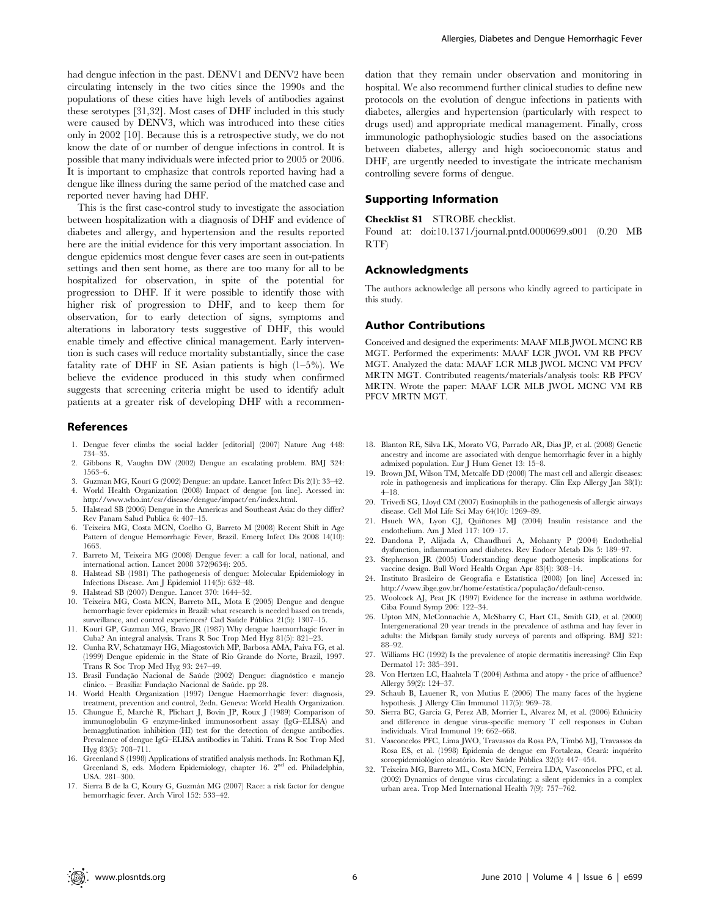had dengue infection in the past. DENV1 and DENV2 have been circulating intensely in the two cities since the 1990s and the populations of these cities have high levels of antibodies against these serotypes [31,32]. Most cases of DHF included in this study were caused by DENV3, which was introduced into these cities only in 2002 [10]. Because this is a retrospective study, we do not know the date of or number of dengue infections in control. It is possible that many individuals were infected prior to 2005 or 2006. It is important to emphasize that controls reported having had a dengue like illness during the same period of the matched case and reported never having had DHF.

This is the first case-control study to investigate the association between hospitalization with a diagnosis of DHF and evidence of diabetes and allergy, and hypertension and the results reported here are the initial evidence for this very important association. In dengue epidemics most dengue fever cases are seen in out-patients settings and then sent home, as there are too many for all to be hospitalized for observation, in spite of the potential for progression to DHF. If it were possible to identify those with higher risk of progression to DHF, and to keep them for observation, for to early detection of signs, symptoms and alterations in laboratory tests suggestive of DHF, this would enable timely and effective clinical management. Early intervention is such cases will reduce mortality substantially, since the case fatality rate of DHF in SE Asian patients is high (1–5%). We believe the evidence produced in this study when confirmed suggests that screening criteria might be used to identify adult patients at a greater risk of developing DHF with a recommendation that they remain under observation and monitoring in hospital. We also recommend further clinical studies to define new protocols on the evolution of dengue infections in patients with diabetes, allergies and hypertension (particularly with respect to drugs used) and appropriate medical management. Finally, cross immunologic pathophysiologic studies based on the associations between diabetes, allergy and high socioeconomic status and DHF, are urgently needed to investigate the intricate mechanism controlling severe forms of dengue.

## Supporting Information

**Checklist S1** STROBE checklist.
Found at: doi:10.1371/journal.pntd.0000699.s001 (0.20 MB RTF)

## Acknowledgments

The authors acknowledge all persons who kindly agreed to participate in this study.

## Author Contributions

Conceived and designed the experiments: MAAF MLB JWOL MCNC RB MGT. Performed the experiments: MAAF LCR JWOL VM RB PFCV MGT. Analyzed the data: MAAF LCR MLB JWOL MCNC VM PFCV MRTN MGT. Contributed reagents/materials/analysis tools: RB PFCV MRTN. Wrote the paper: MAAF LCR MLB JWOL MCNC VM RB PFCV MRTN MGT.

## References

1. Dengue fever climbs the social ladder [editorial] (2007) Nature Aug 448: 734–35.
2. Gibbons R, Vaughn DW (2002) Dengue an escalating problem. BMJ 324: 1563–6.
3. Guzman MG, Kourí G (2002) Dengue: an update. Lancet Infect Dis 2(1): 33–42.
4. World Health Organization (2008) Impact of dengue [on line]. Acessed in: http://www.who.int/csr/disease/dengue/impact/en/index.html.
5. Halstead SB (2006) Dengue in the Americas and Southeast Asia: do they differ? Rev Panam Salud Publica 6: 407–15.
6. Teixeira MG, Costa MCN, Coelho G, Barreto M (2008) Recent Shift in Age Pattern of dengue Hemorrhagic Fever, Brazil. Emerg Infect Dis 2008 14(10): 1663.
7. Barreto M, Teixeira MG (2008) Dengue fever: a call for local, national, and international action. Lancet 2008 372(9634): 205.
8. Halstead SB (1981) The pathogenesis of dengue: Molecular Epidemiology in Infections Disease. Am J Epidemiol 114(5): 632–48.
9. Halstead SB (2007) Dengue. Lancet 370: 1644–52.
10. Teixeira MG, Costa MCN, Barreto ML, Mota E (2005) Dengue and dengue hemorrhagic fever epidemics in Brazil: what research is needed based on trends, surveillance, and control experiences? Cad Saúde Pública 21(5): 1307–15.
11. Kouri GP, Guzman MG, Bravo JR (1987) Why dengue haemorrhagic fever in Cuba? An integral analysis. Trans R Soc Trop Med Hyg 81(5): 821–23.
12. Cunha RV, Schatzmayr HG, Miagostovich MP, Barbosa AMA, Paiva FG, et al. (1999) Dengue epidemic in the State of Rio Grande do Norte, Brazil, 1997. Trans R Soc Trop Med Hyg 93: 247–49.
13. Brasil Fundação Nacional de Saúde (2002) Dengue: diagnóstico e manejo clinico. – Brasilia: Fundação Nacional de Saúde. pp 28.
14. World Health Organization (1997) Dengue Haemorrhagic fever: diagnosis, treatment, prevention and control, 2edn. Geneva: World Health Organization.
15. Chungue E, Marché R, Plichart J, Bovin JP, Roux J (1989) Comparison of immunoglobulin G enzyme-linked immunosorbent assay (IgG–ELISA) and hemagglutination inhibition (HI) test for the detection of dengue antibodies. Prevalence of dengue IgG–ELISA antibodies in Tahiti. Trans R Soc Trop Med Hyg 83(5): 708–711.
16. Greenland S (1998) Applications of stratified analysis methods. In: Rothman KJ, Greenland S, eds. Modern Epidemiology, chapter 16. 2nd ed. Philadelphia, USA. 281–300.
17. Sierra B de la C, Koury G, Guzmán MG (2007) Race: a risk factor for dengue hemorrhagic fever. Arch Virol 152: 533–42.
18. Blanton RE, Silva LK, Morato VG, Parrado AR, Dias JP, et al. (2008) Genetic ancestry and income are associated with dengue hemorrhagic fever in a highly admixed population. Eur J Hum Genet 13: 15–8.
19. Brown JM, Wilson TM, Metcalfe DD (2008) The mast cell and allergic diseases: role in pathogenesis and implications for therapy. Clin Exp Allergy Jan 38(1): 4–18.
20. Trivedi SG, Lloyd CM (2007) Eosinophils in the pathogenesis of allergic airways disease. Cell Mol Life Sci May 64(10): 1269–89.
21. Hsueh WA, Lyon CJ, Quiñones MJ (2004) Insulin resistance and the endothelium. Am J Med 117: 109–17.
22. Dandona P, Alijada A, Chaudhuri A, Mohanty P (2004) Endothelial dysfunction, inflammation and diabetes. Rev Endocr Metab Dis 5: 189–97.
23. Stephenson JR (2005) Understanding dengue pathogenesis: implications for vaccine design. Bull Word Health Organ Apr 83(4): 308–14.
24. Instituto Brasileiro de Geografia e Estatística (2008) [on line] Accessed in: http://www.ibge.gov.br/home/estatistica/população/default-censo.
25. Woolcock AJ, Peat JK (1997) Evidence for the increase in asthma worldwide. Ciba Found Symp 206: 122–34.
26. Upton MN, McConnachie A, McSharry C, Hart CL, Smith GD, et al. (2000) Intergenerational 20 year trends in the prevalence of asthma and hay fever in adults: the Midspan family study surveys of parents and offspring. BMJ 321: 88–92.
27. Williams HC (1992) Is the prevalence of atopic dermatitis increasing? Clin Exp Dermatol 17: 385–391.
28. Von Hertzen LC, Haahtela T (2004) Asthma and atopy - the price of affluence? Allergy 59(2): 124–37.
29. Schaub B, Lauener R, von Mutius E (2006) The many faces of the hygiene hypothesis. J Allergy Clin Immunol 117(5): 969–78.
30. Sierra BC, Garcia G, Perez AB, Morrier L, Alvarez M, et al. (2006) Ethnicity and difference in dengue virus-specific memory T cell responses in Cuban individuals. Viral Immunol 19: 662–668.
31. Vasconcelos PFC, Lima JWO, Travassos da Rosa PA, Timbó MJ, Travassos da Rosa ES, et al. (1998) Epidemia de dengue em Fortaleza, Ceará: inquérito soroepidemiológico aleatório. Rev Saúde Pública 32(5): 447–454.
32. Teixeira MG, Barreto ML, Costa MCN, Ferreira LDA, Vasconcelos PFC, et al. (2002) Dynamics of dengue virus circulating: a silent epidemics in a complex urban area. Trop Med International Health 7(9): 757–762.